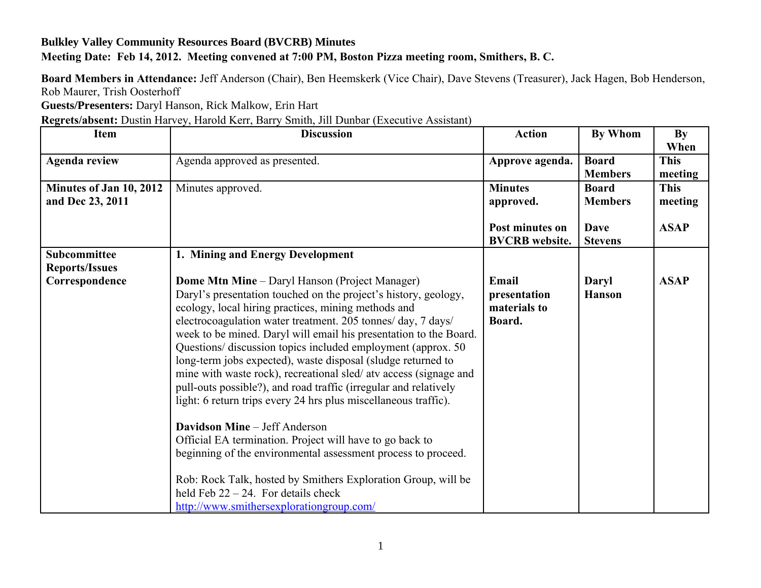**Bulkley Valley Community Resources Board (BVCRB) Minutes**

**Meeting Date: Feb 14, 2012. Meeting convened at 7:00 PM, Boston Pizza meeting room, Smithers, B. C.**

**Board Members in Attendance:** Jeff Anderson (Chair), Ben Heemskerk (Vice Chair), Dave Stevens (Treasurer), Jack Hagen, Bob Henderson, Rob Maurer, Trish Oosterhoff

**Guests/Presenters:** Daryl Hanson, Rick Malkow, Erin Hart

**Regrets/absent:** Dustin Harvey, Harold Kerr, Barry Smith, Jill Dunbar (Executive Assistant)

| Item | Discussion | Action | By Whom | By When |
|---|---|---|---|---|
| **Agenda review** | Agenda approved as presented. | **Approve agenda.** | **Board Members** | **This meeting** |
| **Minutes of Jan 10, 2012 and Dec 23, 2011** | Minutes approved. | **Minutes approved.**<br><br>**Post minutes on BVCRB website.** | **Board Members**<br><br>**Dave Stevens** | **This meeting**<br><br>**ASAP** |
| **Subcommittee Reports/Issues Correspondence** | **1. Mining and Energy Development**<br><br>**Dome Mtn Mine** – Daryl Hanson (Project Manager)<br>Daryl's presentation touched on the project's history, geology, ecology, local hiring practices, mining methods and electrocoagulation water treatment. 205 tonnes/ day, 7 days/ week to be mined. Daryl will email his presentation to the Board. Questions/ discussion topics included employment (approx. 50 long-term jobs expected), waste disposal (sludge returned to mine with waste rock), recreational sled/ atv access (signage and pull-outs possible?), and road traffic (irregular and relatively light: 6 return trips every 24 hrs plus miscellaneous traffic).<br><br>**Davidson Mine** – Jeff Anderson<br>Official EA termination. Project will have to go back to beginning of the environmental assessment process to proceed.<br><br>Rob: Rock Talk, hosted by Smithers Exploration Group, will be held Feb 22 – 24. For details check http://www.smithersexplorationgroup.com/ | <br><br>**Email presentation materials to Board.** | <br><br>**Daryl Hanson** | <br><br>**ASAP** |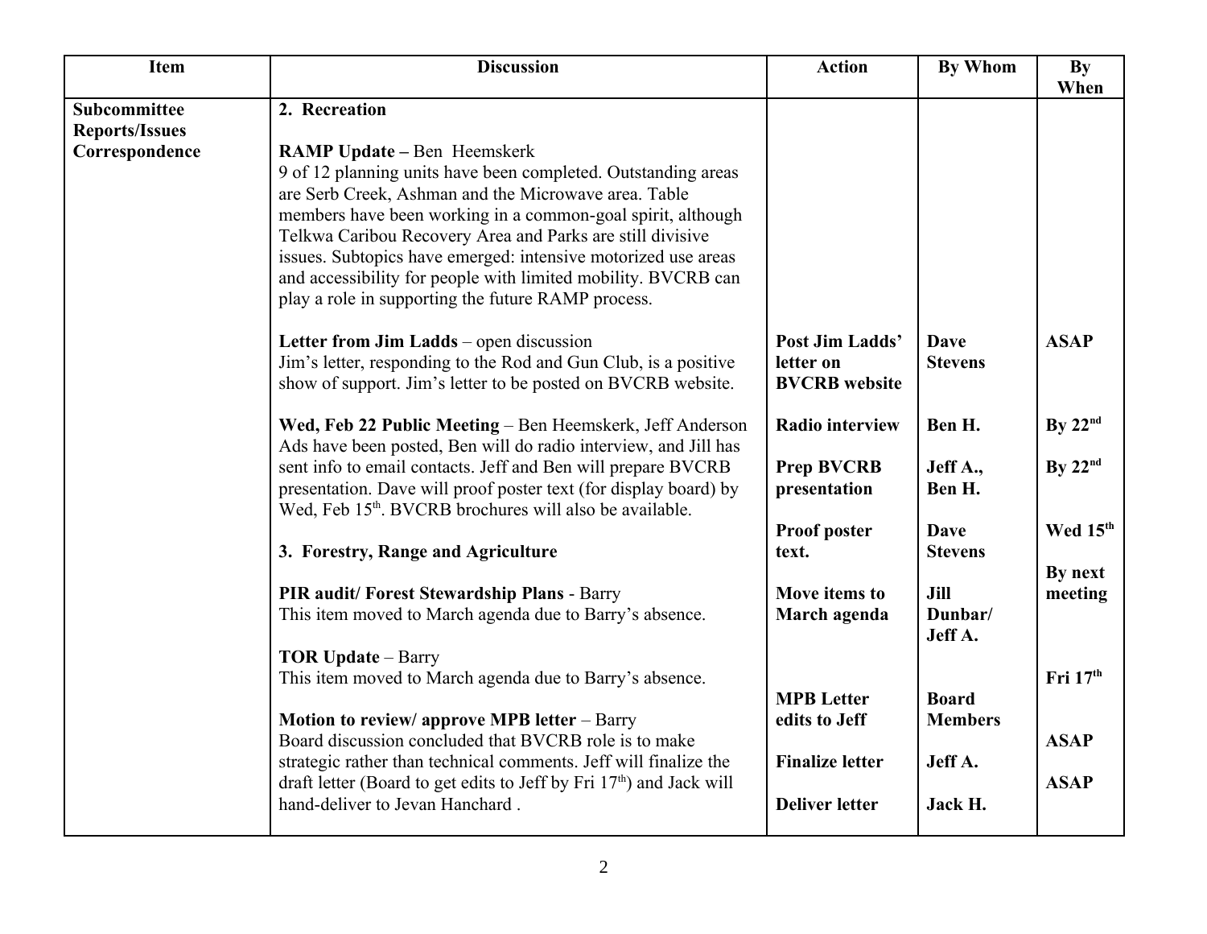| Item | Discussion | Action | By Whom | By When |
|---|---|---|---|---|
| **Subcommittee Reports/Issues Correspondence** | **2. Recreation**<br><br>**RAMP Update –** Ben Heemskerk<br>9 of 12 planning units have been completed. Outstanding areas are Serb Creek, Ashman and the Microwave area. Table members have been working in a common-goal spirit, although Telkwa Caribou Recovery Area and Parks are still divisive issues. Subtopics have emerged: intensive motorized use areas and accessibility for people with limited mobility. BVCRB can play a role in supporting the future RAMP process. | | | |
| | **Letter from Jim Ladds** – open discussion<br>Jim's letter, responding to the Rod and Gun Club, is a positive show of support. Jim's letter to be posted on BVCRB website. | **Post Jim Ladds' letter on BVCRB website** | **Dave Stevens** | **ASAP** |
| | **Wed, Feb 22 Public Meeting** – Ben Heemskerk, Jeff Anderson<br>Ads have been posted, Ben will do radio interview, and Jill has sent info to email contacts. Jeff and Ben will prepare BVCRB presentation. Dave will proof poster text (for display board) by Wed, Feb 15th. BVCRB brochures will also be available. | **Radio interview**<br><br>**Prep BVCRB presentation**<br><br>**Proof poster text.** | **Ben H.**<br><br>**Jeff A., Ben H.**<br><br>**Dave Stevens** | **By 22nd**<br><br>**By 22nd**<br><br>**Wed 15th** |
| | **3. Forestry, Range and Agriculture**<br><br>**PIR audit/ Forest Stewardship Plans** - Barry<br>This item moved to March agenda due to Barry's absence.<br><br>**TOR Update** – Barry<br>This item moved to March agenda due to Barry's absence. | **Move items to March agenda** | **Jill Dunbar/ Jeff A.** | **By next meeting** |
| | **Motion to review/ approve MPB letter** – Barry<br>Board discussion concluded that BVCRB role is to make strategic rather than technical comments. Jeff will finalize the draft letter (Board to get edits to Jeff by Fri 17th) and Jack will hand-deliver to Jevan Hanchard . | **MPB Letter edits to Jeff**<br><br>**Finalize letter**<br><br>**Deliver letter** | **Board Members**<br><br>**Jeff A.**<br><br>**Jack H.** | **Fri 17th**<br><br>**ASAP**<br><br>**ASAP** |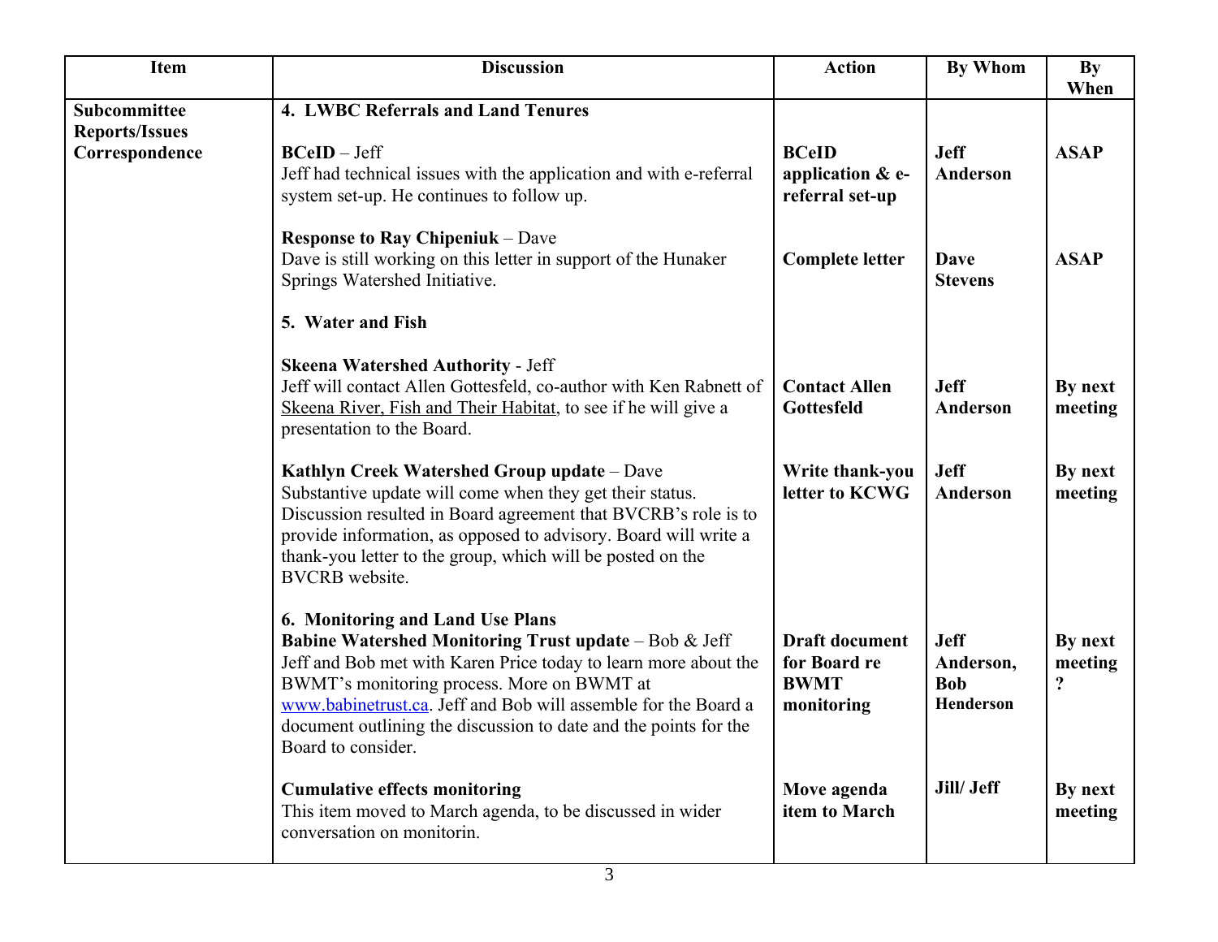| Item | Discussion | Action | By Whom | By When |
|---|---|---|---|---|
| **Subcommittee Reports/Issues Correspondence** | **4. LWBC Referrals and Land Tenures** | | | |
| | **BCeID** – Jeff<br>Jeff had technical issues with the application and with e-referral system set-up. He continues to follow up. | **BCeID application & e-referral set-up** | **Jeff Anderson** | **ASAP** |
| | **Response to Ray Chipeniuk** – Dave<br>Dave is still working on this letter in support of the Hunaker Springs Watershed Initiative. | **Complete letter** | **Dave Stevens** | **ASAP** |
| | **5. Water and Fish** | | | |
| | **Skeena Watershed Authority** - Jeff<br>Jeff will contact Allen Gottesfeld, co-author with Ken Rabnett of Skeena River, Fish and Their Habitat, to see if he will give a presentation to the Board. | **Contact Allen Gottesfeld** | **Jeff Anderson** | **By next meeting** |
| | **Kathlyn Creek Watershed Group update** – Dave<br>Substantive update will come when they get their status. Discussion resulted in Board agreement that BVCRB's role is to provide information, as opposed to advisory. Board will write a thank-you letter to the group, which will be posted on the BVCRB website. | **Write thank-you letter to KCWG** | **Jeff Anderson** | **By next meeting** |
| | **6. Monitoring and Land Use Plans**<br>**Babine Watershed Monitoring Trust update** – Bob & Jeff<br>Jeff and Bob met with Karen Price today to learn more about the BWMT's monitoring process. More on BWMT at www.babinetrust.ca. Jeff and Bob will assemble for the Board a document outlining the discussion to date and the points for the Board to consider. | **Draft document for Board re BWMT monitoring** | **Jeff Anderson, Bob Henderson** | **By next meeting ?** |
| | **Cumulative effects monitoring**<br>This item moved to March agenda, to be discussed in wider conversation on monitorin. | **Move agenda item to March** | **Jill/ Jeff** | **By next meeting** |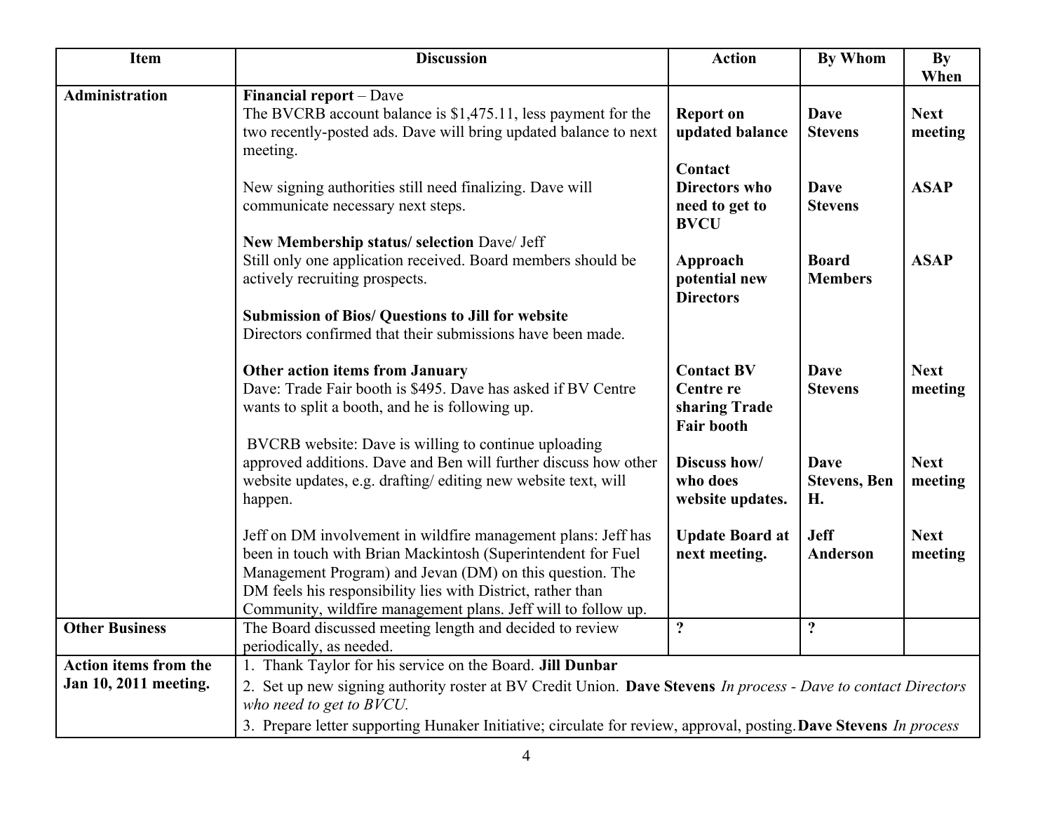| Item | Discussion | Action | By Whom | By When |
|---|---|---|---|---|
| **Administration** | **Financial report** – Dave<br>The BVCRB account balance is $1,475.11, less payment for the two recently-posted ads. Dave will bring updated balance to next meeting. | **Report on updated balance** | **Dave Stevens** | **Next meeting** |
| | New signing authorities still need finalizing. Dave will communicate necessary next steps. | **Contact Directors who need to get to BVCU** | **Dave Stevens** | **ASAP** |
| | **New Membership status/ selection** Dave/ Jeff<br>Still only one application received. Board members should be actively recruiting prospects. | **Approach potential new Directors** | **Board Members** | **ASAP** |
| | **Submission of Bios/ Questions to Jill for website**<br>Directors confirmed that their submissions have been made. | | | |
| | **Other action items from January**<br>Dave: Trade Fair booth is $495. Dave has asked if BV Centre wants to split a booth, and he is following up. | **Contact BV Centre re sharing Trade Fair booth** | **Dave Stevens** | **Next meeting** |
| | BVCRB website: Dave is willing to continue uploading approved additions. Dave and Ben will further discuss how other website updates, e.g. drafting/ editing new website text, will happen. | **Discuss how/ who does website updates.** | **Dave Stevens, Ben H.** | **Next meeting** |
| | Jeff on DM involvement in wildfire management plans: Jeff has been in touch with Brian Mackintosh (Superintendent for Fuel Management Program) and Jevan (DM) on this question. The DM feels his responsibility lies with District, rather than Community, wildfire management plans. Jeff will to follow up. | **Update Board at next meeting.** | **Jeff Anderson** | **Next meeting** |
| **Other Business** | The Board discussed meeting length and decided to review periodically, as needed. | **?** | **?** | |
| **Action items from the Jan 10, 2011 meeting.** | 1. Thank Taylor for his service on the Board. **Jill Dunbar**<br>2. Set up new signing authority roster at BV Credit Union. **Dave Stevens** *In process - Dave to contact Directors who need to get to BVCU.*<br>3. Prepare letter supporting Hunaker Initiative; circulate for review, approval, posting. **Dave Stevens** *In process* | | | |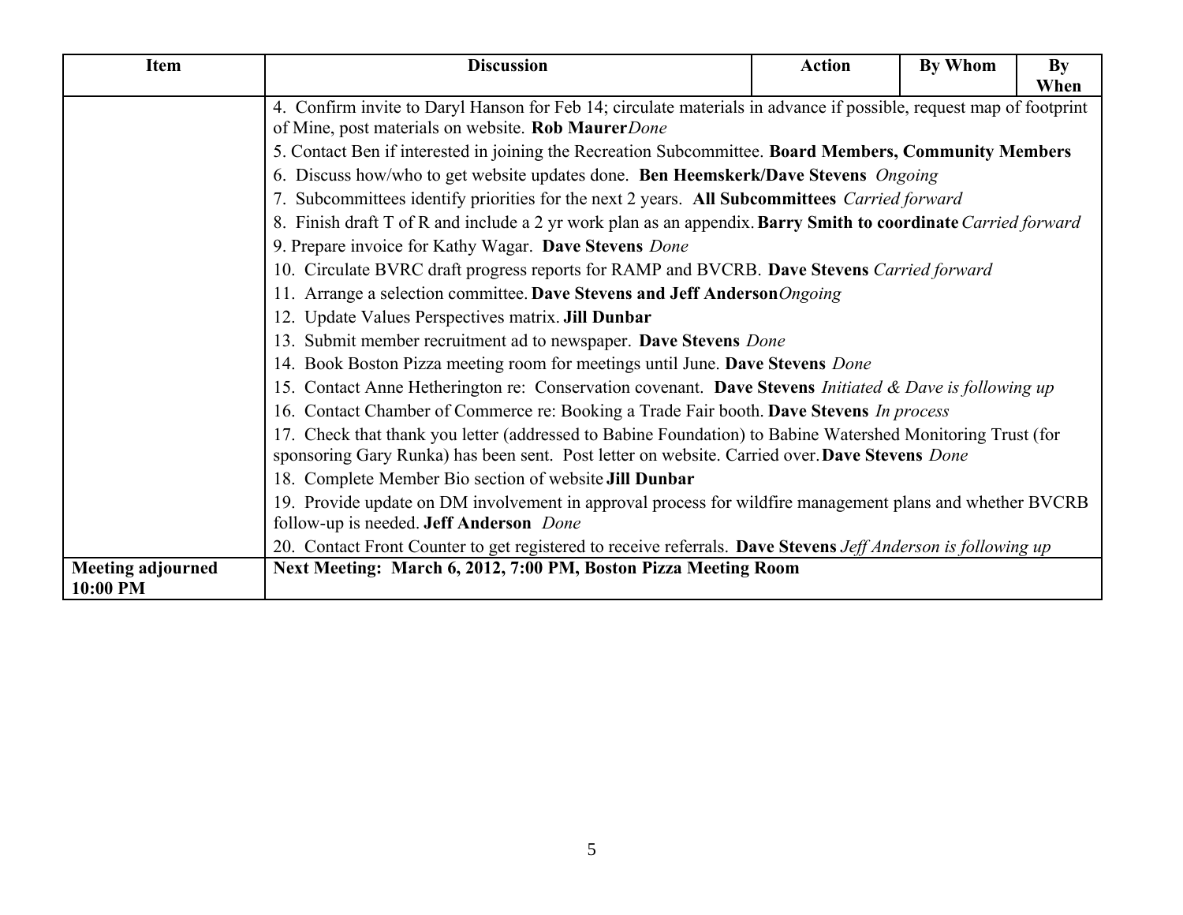| Item | Discussion | Action | By Whom | By When |
|---|---|---|---|---|
| | 4. Confirm invite to Daryl Hanson for Feb 14; circulate materials in advance if possible, request map of footprint of Mine, post materials on website. **Rob Maurer** *Done*<br>5. Contact Ben if interested in joining the Recreation Subcommittee. **Board Members, Community Members**<br>6. Discuss how/who to get website updates done. **Ben Heemskerk/Dave Stevens** *Ongoing*<br>7. Subcommittees identify priorities for the next 2 years. **All Subcommittees** *Carried forward*<br>8. Finish draft T of R and include a 2 yr work plan as an appendix. **Barry Smith to coordinate** *Carried forward*<br>9. Prepare invoice for Kathy Wagar. **Dave Stevens** *Done*<br>10. Circulate BVRC draft progress reports for RAMP and BVCRB. **Dave Stevens** *Carried forward*<br>11. Arrange a selection committee. **Dave Stevens and Jeff Anderson** *Ongoing*<br>12. Update Values Perspectives matrix. **Jill Dunbar**<br>13. Submit member recruitment ad to newspaper. **Dave Stevens** *Done*<br>14. Book Boston Pizza meeting room for meetings until June. **Dave Stevens** *Done*<br>15. Contact Anne Hetherington re: Conservation covenant. **Dave Stevens** *Initiated & Dave is following up*<br>16. Contact Chamber of Commerce re: Booking a Trade Fair booth. **Dave Stevens** *In process*<br>17. Check that thank you letter (addressed to Babine Foundation) to Babine Watershed Monitoring Trust (for sponsoring Gary Runka) has been sent. Post letter on website. Carried over. **Dave Stevens** *Done*<br>18. Complete Member Bio section of website **Jill Dunbar**<br>19. Provide update on DM involvement in approval process for wildfire management plans and whether BVCRB follow-up is needed. **Jeff Anderson** *Done*<br>20. Contact Front Counter to get registered to receive referrals. **Dave Stevens** *Jeff Anderson is following up* | | | |
| **Meeting adjourned 10:00 PM** | **Next Meeting: March 6, 2012, 7:00 PM, Boston Pizza Meeting Room** | | | |